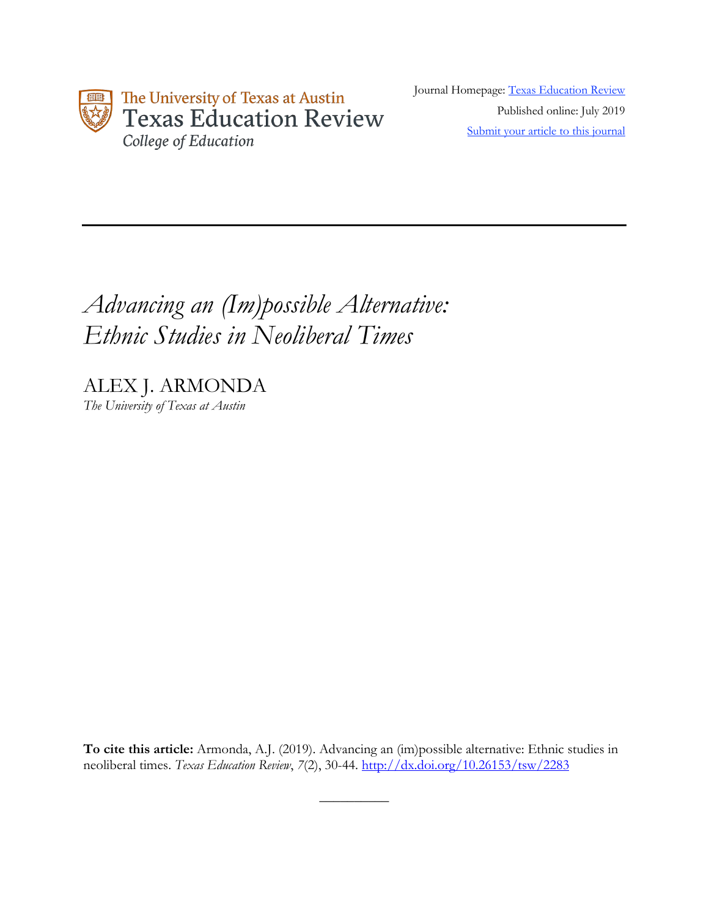The University of Texas at Austin
Texas Education Review
*College of Education*

Journal Homepage: [Texas Education Review](#)
Published online: July 2019
[Submit your article to this journal](#)

---

# *Advancing an (Im)possible Alternative: Ethnic Studies in Neoliberal Times*

ALEX J. ARMONDA
*The University of Texas at Austin*

**To cite this article:** Armonda, A.J. (2019). Advancing an (im)possible alternative: Ethnic studies in neoliberal times. *Texas Education Review*, *7*(2), 30-44. [http://dx.doi.org/10.26153/tsw/2283](http://dx.doi.org/10.26153/tsw/2283)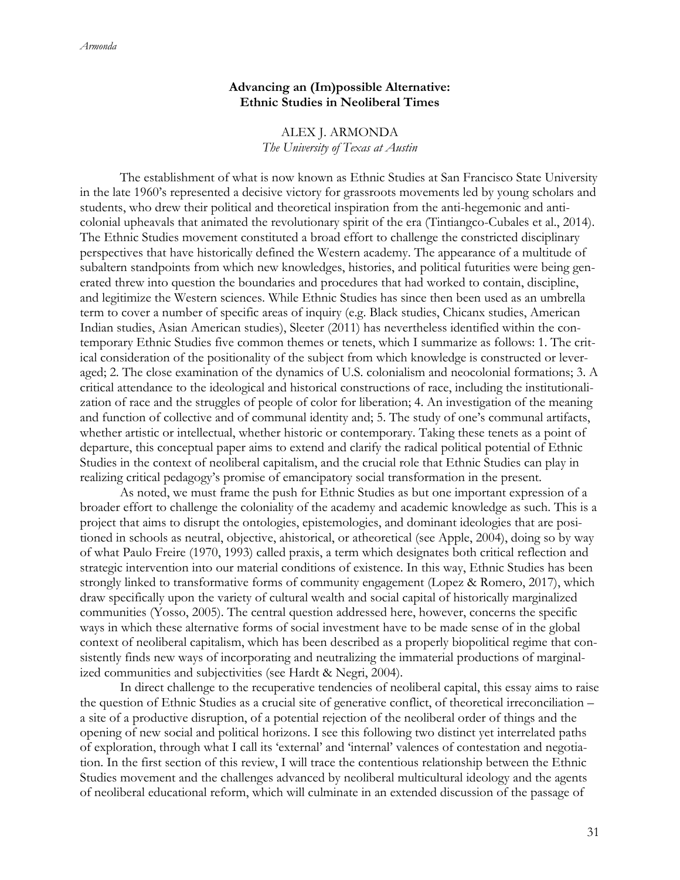## Advancing an (Im)possible Alternative: Ethnic Studies in Neoliberal Times

ALEX J. ARMONDA
*The University of Texas at Austin*

The establishment of what is now known as Ethnic Studies at San Francisco State University in the late 1960's represented a decisive victory for grassroots movements led by young scholars and students, who drew their political and theoretical inspiration from the anti-hegemonic and anti-colonial upheavals that animated the revolutionary spirit of the era (Tintiangco-Cubales et al., 2014). The Ethnic Studies movement constituted a broad effort to challenge the constricted disciplinary perspectives that have historically defined the Western academy. The appearance of a multitude of subaltern standpoints from which new knowledges, histories, and political futurities were being generated threw into question the boundaries and procedures that had worked to contain, discipline, and legitimize the Western sciences. While Ethnic Studies has since then been used as an umbrella term to cover a number of specific areas of inquiry (e.g. Black studies, Chicanx studies, American Indian studies, Asian American studies), Sleeter (2011) has nevertheless identified within the contemporary Ethnic Studies five common themes or tenets, which I summarize as follows: 1. The critical consideration of the positionality of the subject from which knowledge is constructed or leveraged; 2. The close examination of the dynamics of U.S. colonialism and neocolonial formations; 3. A critical attendance to the ideological and historical constructions of race, including the institutionalization of race and the struggles of people of color for liberation; 4. An investigation of the meaning and function of collective and of communal identity and; 5. The study of one's communal artifacts, whether artistic or intellectual, whether historic or contemporary. Taking these tenets as a point of departure, this conceptual paper aims to extend and clarify the radical political potential of Ethnic Studies in the context of neoliberal capitalism, and the crucial role that Ethnic Studies can play in realizing critical pedagogy's promise of emancipatory social transformation in the present.

As noted, we must frame the push for Ethnic Studies as but one important expression of a broader effort to challenge the coloniality of the academy and academic knowledge as such. This is a project that aims to disrupt the ontologies, epistemologies, and dominant ideologies that are positioned in schools as neutral, objective, ahistorical, or atheoretical (see Apple, 2004), doing so by way of what Paulo Freire (1970, 1993) called praxis, a term which designates both critical reflection and strategic intervention into our material conditions of existence. In this way, Ethnic Studies has been strongly linked to transformative forms of community engagement (Lopez & Romero, 2017), which draw specifically upon the variety of cultural wealth and social capital of historically marginalized communities (Yosso, 2005). The central question addressed here, however, concerns the specific ways in which these alternative forms of social investment have to be made sense of in the global context of neoliberal capitalism, which has been described as a properly biopolitical regime that consistently finds new ways of incorporating and neutralizing the immaterial productions of marginalized communities and subjectivities (see Hardt & Negri, 2004).

In direct challenge to the recuperative tendencies of neoliberal capital, this essay aims to raise the question of Ethnic Studies as a crucial site of generative conflict, of theoretical irreconciliation – a site of a productive disruption, of a potential rejection of the neoliberal order of things and the opening of new social and political horizons. I see this following two distinct yet interrelated paths of exploration, through what I call its 'external' and 'internal' valences of contestation and negotiation. In the first section of this review, I will trace the contentious relationship between the Ethnic Studies movement and the challenges advanced by neoliberal multicultural ideology and the agents of neoliberal educational reform, which will culminate in an extended discussion of the passage of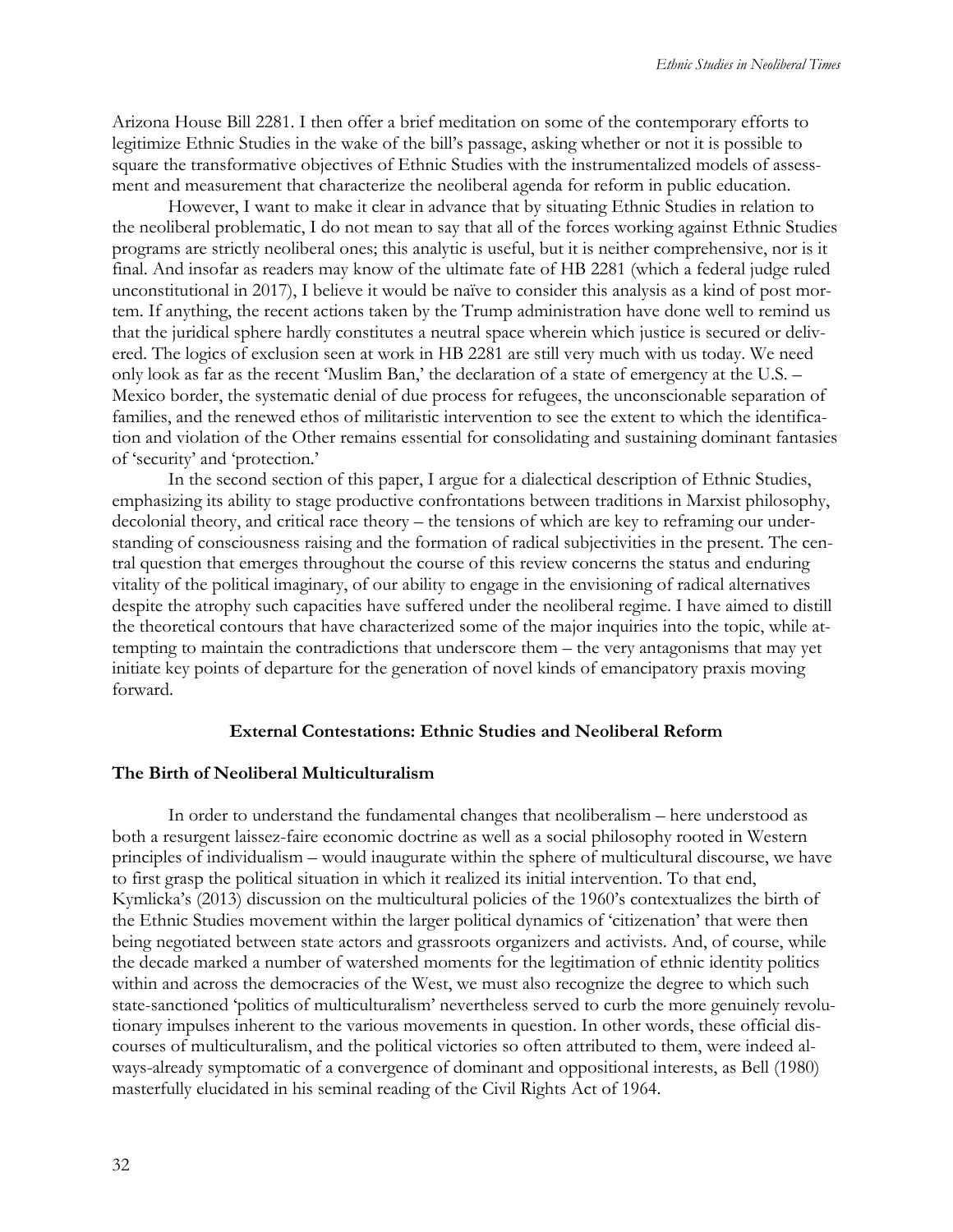Arizona House Bill 2281. I then offer a brief meditation on some of the contemporary efforts to legitimize Ethnic Studies in the wake of the bill's passage, asking whether or not it is possible to square the transformative objectives of Ethnic Studies with the instrumentalized models of assessment and measurement that characterize the neoliberal agenda for reform in public education.

However, I want to make it clear in advance that by situating Ethnic Studies in relation to the neoliberal problematic, I do not mean to say that all of the forces working against Ethnic Studies programs are strictly neoliberal ones; this analytic is useful, but it is neither comprehensive, nor is it final. And insofar as readers may know of the ultimate fate of HB 2281 (which a federal judge ruled unconstitutional in 2017), I believe it would be naïve to consider this analysis as a kind of post mortem. If anything, the recent actions taken by the Trump administration have done well to remind us that the juridical sphere hardly constitutes a neutral space wherein which justice is secured or delivered. The logics of exclusion seen at work in HB 2281 are still very much with us today. We need only look as far as the recent 'Muslim Ban,' the declaration of a state of emergency at the U.S. – Mexico border, the systematic denial of due process for refugees, the unconscionable separation of families, and the renewed ethos of militaristic intervention to see the extent to which the identification and violation of the Other remains essential for consolidating and sustaining dominant fantasies of 'security' and 'protection.'

In the second section of this paper, I argue for a dialectical description of Ethnic Studies, emphasizing its ability to stage productive confrontations between traditions in Marxist philosophy, decolonial theory, and critical race theory – the tensions of which are key to reframing our understanding of consciousness raising and the formation of radical subjectivities in the present. The central question that emerges throughout the course of this review concerns the status and enduring vitality of the political imaginary, of our ability to engage in the envisioning of radical alternatives despite the atrophy such capacities have suffered under the neoliberal regime. I have aimed to distill the theoretical contours that have characterized some of the major inquiries into the topic, while attempting to maintain the contradictions that underscore them – the very antagonisms that may yet initiate key points of departure for the generation of novel kinds of emancipatory praxis moving forward.

## External Contestations: Ethnic Studies and Neoliberal Reform

### The Birth of Neoliberal Multiculturalism

In order to understand the fundamental changes that neoliberalism – here understood as both a resurgent laissez-faire economic doctrine as well as a social philosophy rooted in Western principles of individualism – would inaugurate within the sphere of multicultural discourse, we have to first grasp the political situation in which it realized its initial intervention. To that end, Kymlicka's (2013) discussion on the multicultural policies of the 1960's contextualizes the birth of the Ethnic Studies movement within the larger political dynamics of 'citizenation' that were then being negotiated between state actors and grassroots organizers and activists. And, of course, while the decade marked a number of watershed moments for the legitimation of ethnic identity politics within and across the democracies of the West, we must also recognize the degree to which such state-sanctioned 'politics of multiculturalism' nevertheless served to curb the more genuinely revolutionary impulses inherent to the various movements in question. In other words, these official discourses of multiculturalism, and the political victories so often attributed to them, were indeed always-already symptomatic of a convergence of dominant and oppositional interests, as Bell (1980) masterfully elucidated in his seminal reading of the Civil Rights Act of 1964.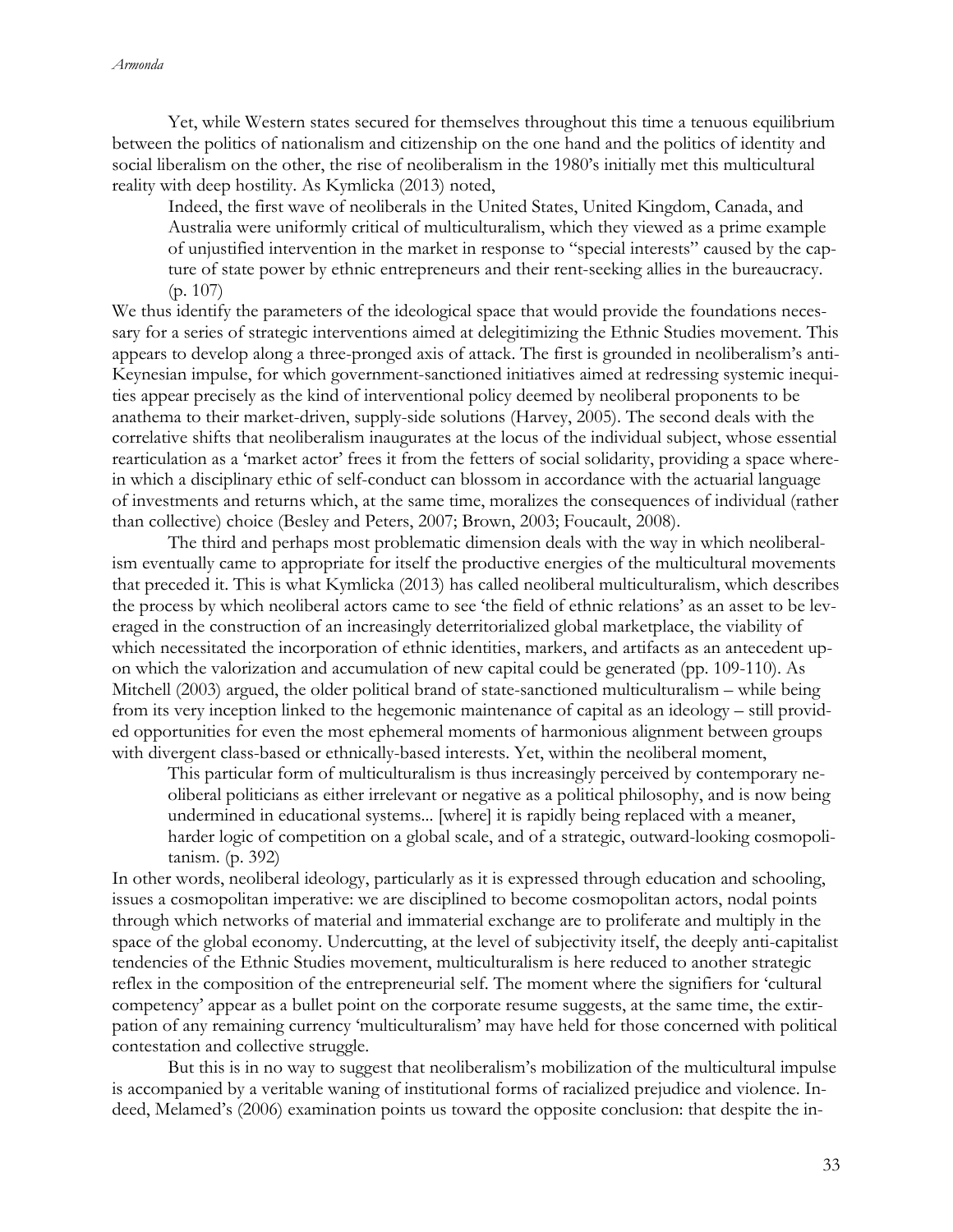Yet, while Western states secured for themselves throughout this time a tenuous equilibrium between the politics of nationalism and citizenship on the one hand and the politics of identity and social liberalism on the other, the rise of neoliberalism in the 1980's initially met this multicultural reality with deep hostility. As Kymlicka (2013) noted,

> Indeed, the first wave of neoliberals in the United States, United Kingdom, Canada, and Australia were uniformly critical of multiculturalism, which they viewed as a prime example of unjustified intervention in the market in response to "special interests" caused by the capture of state power by ethnic entrepreneurs and their rent-seeking allies in the bureaucracy. (p. 107)

We thus identify the parameters of the ideological space that would provide the foundations necessary for a series of strategic interventions aimed at delegitimizing the Ethnic Studies movement. This appears to develop along a three-pronged axis of attack. The first is grounded in neoliberalism's anti-Keynesian impulse, for which government-sanctioned initiatives aimed at redressing systemic inequities appear precisely as the kind of interventional policy deemed by neoliberal proponents to be anathema to their market-driven, supply-side solutions (Harvey, 2005). The second deals with the correlative shifts that neoliberalism inaugurates at the locus of the individual subject, whose essential rearticulation as a 'market actor' frees it from the fetters of social solidarity, providing a space wherein which a disciplinary ethic of self-conduct can blossom in accordance with the actuarial language of investments and returns which, at the same time, moralizes the consequences of individual (rather than collective) choice (Besley and Peters, 2007; Brown, 2003; Foucault, 2008).

The third and perhaps most problematic dimension deals with the way in which neoliberalism eventually came to appropriate for itself the productive energies of the multicultural movements that preceded it. This is what Kymlicka (2013) has called neoliberal multiculturalism, which describes the process by which neoliberal actors came to see 'the field of ethnic relations' as an asset to be leveraged in the construction of an increasingly deterritorialized global marketplace, the viability of which necessitated the incorporation of ethnic identities, markers, and artifacts as an antecedent upon which the valorization and accumulation of new capital could be generated (pp. 109-110). As Mitchell (2003) argued, the older political brand of state-sanctioned multiculturalism – while being from its very inception linked to the hegemonic maintenance of capital as an ideology – still provided opportunities for even the most ephemeral moments of harmonious alignment between groups with divergent class-based or ethnically-based interests. Yet, within the neoliberal moment,

> This particular form of multiculturalism is thus increasingly perceived by contemporary neoliberal politicians as either irrelevant or negative as a political philosophy, and is now being undermined in educational systems... [where] it is rapidly being replaced with a meaner, harder logic of competition on a global scale, and of a strategic, outward-looking cosmopolitanism. (p. 392)

In other words, neoliberal ideology, particularly as it is expressed through education and schooling, issues a cosmopolitan imperative: we are disciplined to become cosmopolitan actors, nodal points through which networks of material and immaterial exchange are to proliferate and multiply in the space of the global economy. Undercutting, at the level of subjectivity itself, the deeply anti-capitalist tendencies of the Ethnic Studies movement, multiculturalism is here reduced to another strategic reflex in the composition of the entrepreneurial self. The moment where the signifiers for 'cultural competency' appear as a bullet point on the corporate resume suggests, at the same time, the extirpation of any remaining currency 'multiculturalism' may have held for those concerned with political contestation and collective struggle.

But this is in no way to suggest that neoliberalism's mobilization of the multicultural impulse is accompanied by a veritable waning of institutional forms of racialized prejudice and violence. Indeed, Melamed's (2006) examination points us toward the opposite conclusion: that despite the in-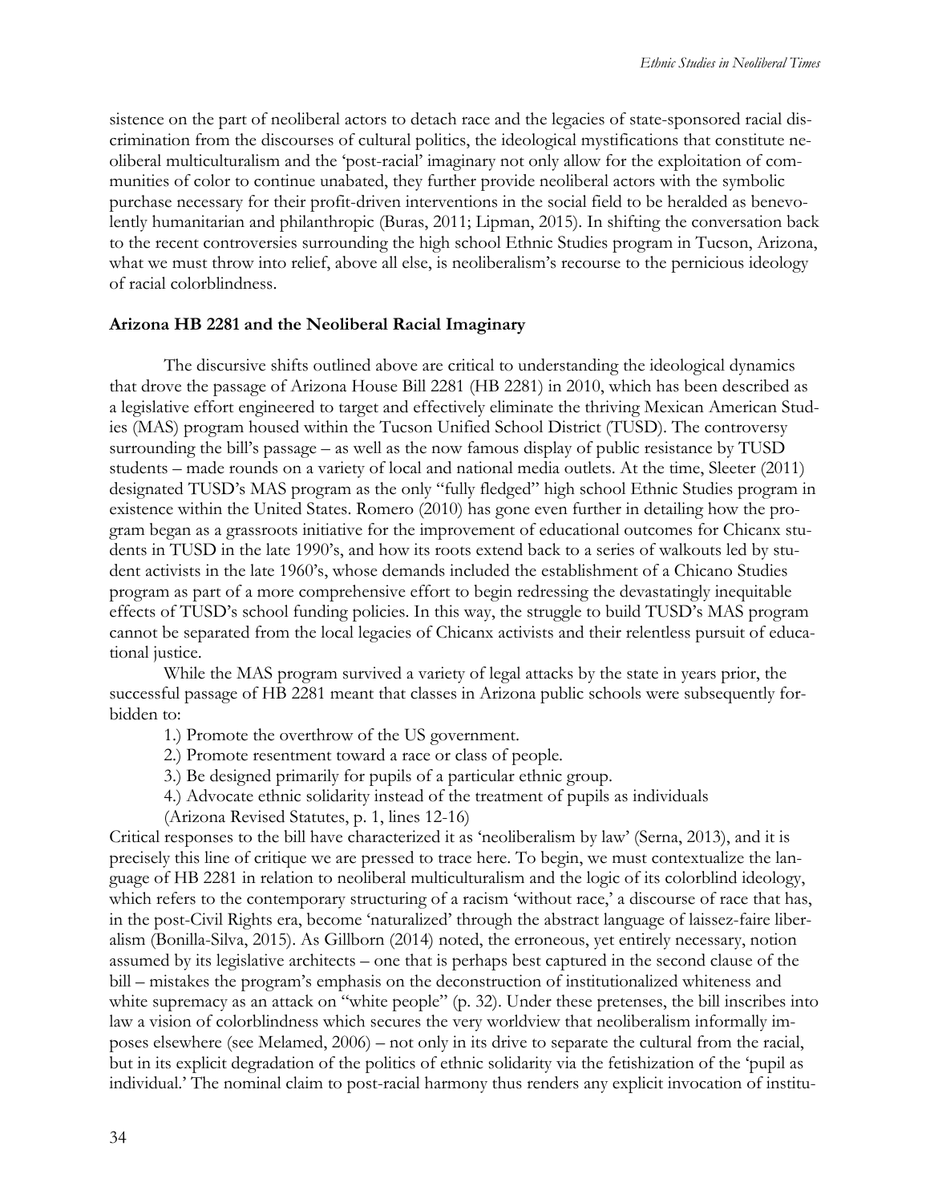sistence on the part of neoliberal actors to detach race and the legacies of state-sponsored racial discrimination from the discourses of cultural politics, the ideological mystifications that constitute neoliberal multiculturalism and the 'post-racial' imaginary not only allow for the exploitation of communities of color to continue unabated, they further provide neoliberal actors with the symbolic purchase necessary for their profit-driven interventions in the social field to be heralded as benevolently humanitarian and philanthropic (Buras, 2011; Lipman, 2015). In shifting the conversation back to the recent controversies surrounding the high school Ethnic Studies program in Tucson, Arizona, what we must throw into relief, above all else, is neoliberalism's recourse to the pernicious ideology of racial colorblindness.

## Arizona HB 2281 and the Neoliberal Racial Imaginary

The discursive shifts outlined above are critical to understanding the ideological dynamics that drove the passage of Arizona House Bill 2281 (HB 2281) in 2010, which has been described as a legislative effort engineered to target and effectively eliminate the thriving Mexican American Studies (MAS) program housed within the Tucson Unified School District (TUSD). The controversy surrounding the bill's passage – as well as the now famous display of public resistance by TUSD students – made rounds on a variety of local and national media outlets. At the time, Sleeter (2011) designated TUSD's MAS program as the only "fully fledged" high school Ethnic Studies program in existence within the United States. Romero (2010) has gone even further in detailing how the program began as a grassroots initiative for the improvement of educational outcomes for Chicanx students in TUSD in the late 1990's, and how its roots extend back to a series of walkouts led by student activists in the late 1960's, whose demands included the establishment of a Chicano Studies program as part of a more comprehensive effort to begin redressing the devastatingly inequitable effects of TUSD's school funding policies. In this way, the struggle to build TUSD's MAS program cannot be separated from the local legacies of Chicanx activists and their relentless pursuit of educational justice.

While the MAS program survived a variety of legal attacks by the state in years prior, the successful passage of HB 2281 meant that classes in Arizona public schools were subsequently forbidden to:

1.) Promote the overthrow of the US government.
2.) Promote resentment toward a race or class of people.
3.) Be designed primarily for pupils of a particular ethnic group.
4.) Advocate ethnic solidarity instead of the treatment of pupils as individuals
(Arizona Revised Statutes, p. 1, lines 12-16)

Critical responses to the bill have characterized it as 'neoliberalism by law' (Serna, 2013), and it is precisely this line of critique we are pressed to trace here. To begin, we must contextualize the language of HB 2281 in relation to neoliberal multiculturalism and the logic of its colorblind ideology, which refers to the contemporary structuring of a racism 'without race,' a discourse of race that has, in the post-Civil Rights era, become 'naturalized' through the abstract language of laissez-faire liberalism (Bonilla-Silva, 2015). As Gillborn (2014) noted, the erroneous, yet entirely necessary, notion assumed by its legislative architects – one that is perhaps best captured in the second clause of the bill – mistakes the program's emphasis on the deconstruction of institutionalized whiteness and white supremacy as an attack on "white people" (p. 32). Under these pretenses, the bill inscribes into law a vision of colorblindness which secures the very worldview that neoliberalism informally imposes elsewhere (see Melamed, 2006) – not only in its drive to separate the cultural from the racial, but in its explicit degradation of the politics of ethnic solidarity via the fetishization of the 'pupil as individual.' The nominal claim to post-racial harmony thus renders any explicit invocation of institu-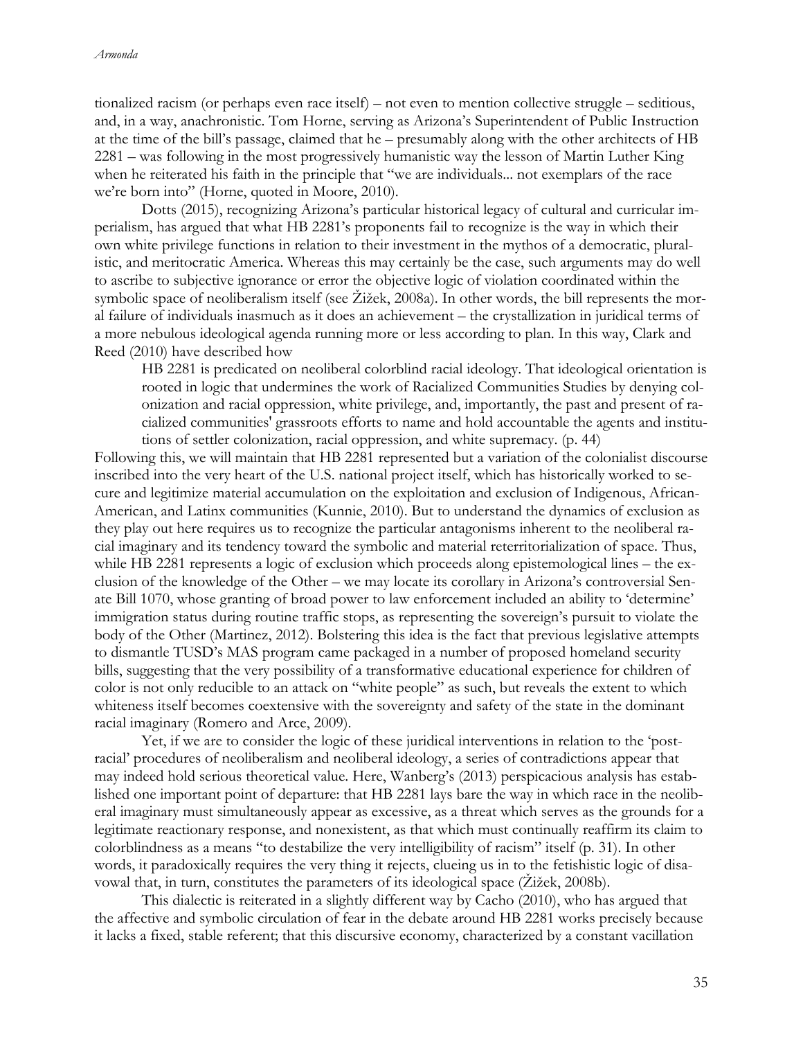tionalized racism (or perhaps even race itself) – not even to mention collective struggle – seditious, and, in a way, anachronistic. Tom Horne, serving as Arizona's Superintendent of Public Instruction at the time of the bill's passage, claimed that he – presumably along with the other architects of HB 2281 – was following in the most progressively humanistic way the lesson of Martin Luther King when he reiterated his faith in the principle that "we are individuals... not exemplars of the race we're born into" (Horne, quoted in Moore, 2010).

Dotts (2015), recognizing Arizona's particular historical legacy of cultural and curricular imperialism, has argued that what HB 2281's proponents fail to recognize is the way in which their own white privilege functions in relation to their investment in the mythos of a democratic, pluralistic, and meritocratic America. Whereas this may certainly be the case, such arguments may do well to ascribe to subjective ignorance or error the objective logic of violation coordinated within the symbolic space of neoliberalism itself (see Žižek, 2008a). In other words, the bill represents the moral failure of individuals inasmuch as it does an achievement – the crystallization in juridical terms of a more nebulous ideological agenda running more or less according to plan. In this way, Clark and Reed (2010) have described how

> HB 2281 is predicated on neoliberal colorblind racial ideology. That ideological orientation is rooted in logic that undermines the work of Racialized Communities Studies by denying colonization and racial oppression, white privilege, and, importantly, the past and present of racialized communities' grassroots efforts to name and hold accountable the agents and institutions of settler colonization, racial oppression, and white supremacy. (p. 44)

Following this, we will maintain that HB 2281 represented but a variation of the colonialist discourse inscribed into the very heart of the U.S. national project itself, which has historically worked to secure and legitimize material accumulation on the exploitation and exclusion of Indigenous, African-American, and Latinx communities (Kunnie, 2010). But to understand the dynamics of exclusion as they play out here requires us to recognize the particular antagonisms inherent to the neoliberal racial imaginary and its tendency toward the symbolic and material reterritorialization of space. Thus, while HB 2281 represents a logic of exclusion which proceeds along epistemological lines – the exclusion of the knowledge of the Other – we may locate its corollary in Arizona's controversial Senate Bill 1070, whose granting of broad power to law enforcement included an ability to 'determine' immigration status during routine traffic stops, as representing the sovereign's pursuit to violate the body of the Other (Martinez, 2012). Bolstering this idea is the fact that previous legislative attempts to dismantle TUSD's MAS program came packaged in a number of proposed homeland security bills, suggesting that the very possibility of a transformative educational experience for children of color is not only reducible to an attack on "white people" as such, but reveals the extent to which whiteness itself becomes coextensive with the sovereignty and safety of the state in the dominant racial imaginary (Romero and Arce, 2009).

Yet, if we are to consider the logic of these juridical interventions in relation to the 'post-racial' procedures of neoliberalism and neoliberal ideology, a series of contradictions appear that may indeed hold serious theoretical value. Here, Wanberg's (2013) perspicacious analysis has established one important point of departure: that HB 2281 lays bare the way in which race in the neoliberal imaginary must simultaneously appear as excessive, as a threat which serves as the grounds for a legitimate reactionary response, and nonexistent, as that which must continually reaffirm its claim to colorblindness as a means "to destabilize the very intelligibility of racism" itself (p. 31). In other words, it paradoxically requires the very thing it rejects, clueing us in to the fetishistic logic of disavowal that, in turn, constitutes the parameters of its ideological space (Žižek, 2008b).

This dialectic is reiterated in a slightly different way by Cacho (2010), who has argued that the affective and symbolic circulation of fear in the debate around HB 2281 works precisely because it lacks a fixed, stable referent; that this discursive economy, characterized by a constant vacillation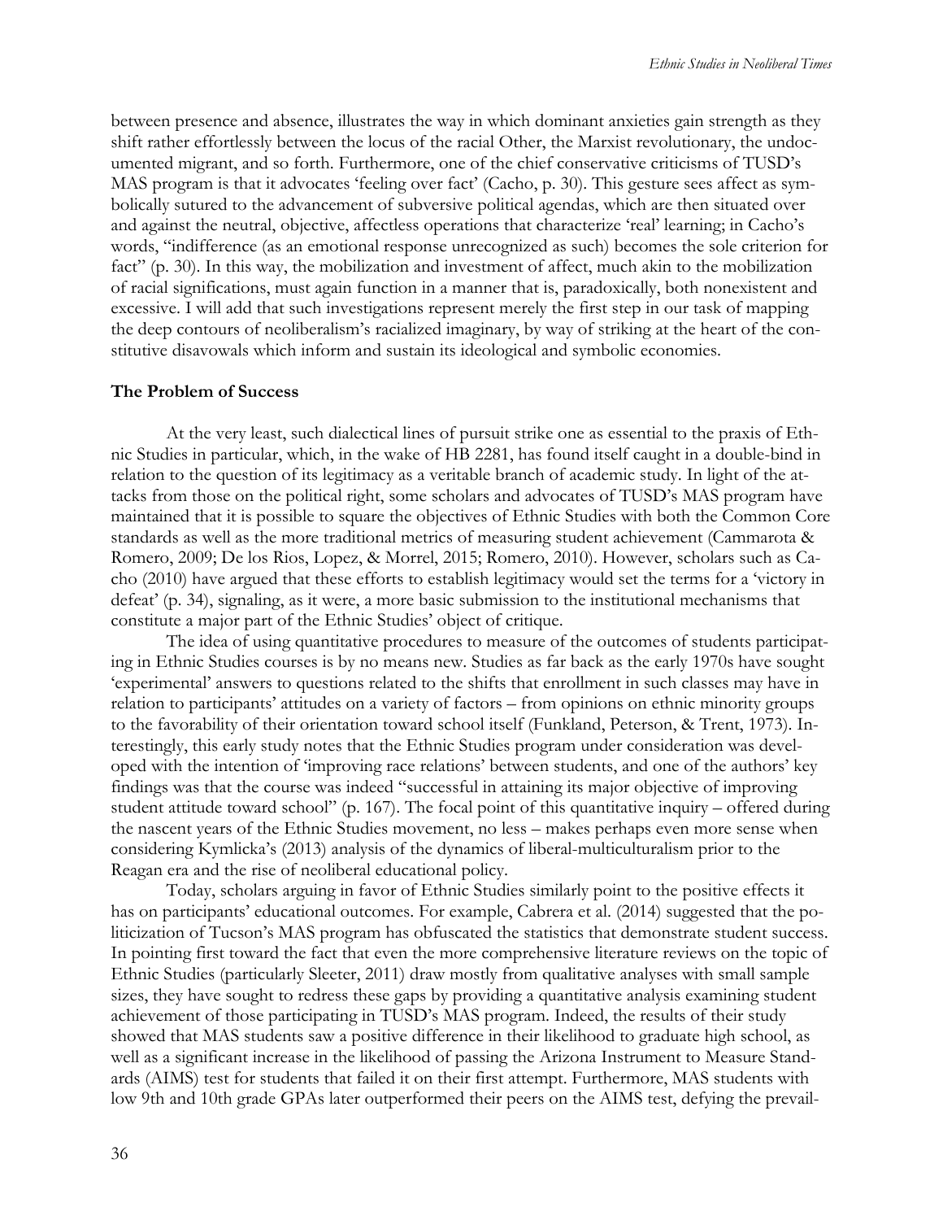between presence and absence, illustrates the way in which dominant anxieties gain strength as they shift rather effortlessly between the locus of the racial Other, the Marxist revolutionary, the undocumented migrant, and so forth. Furthermore, one of the chief conservative criticisms of TUSD's MAS program is that it advocates 'feeling over fact' (Cacho, p. 30). This gesture sees affect as symbolically sutured to the advancement of subversive political agendas, which are then situated over and against the neutral, objective, affectless operations that characterize 'real' learning; in Cacho's words, "indifference (as an emotional response unrecognized as such) becomes the sole criterion for fact" (p. 30). In this way, the mobilization and investment of affect, much akin to the mobilization of racial significations, must again function in a manner that is, paradoxically, both nonexistent and excessive. I will add that such investigations represent merely the first step in our task of mapping the deep contours of neoliberalism's racialized imaginary, by way of striking at the heart of the constitutive disavowals which inform and sustain its ideological and symbolic economies.

### The Problem of Success

At the very least, such dialectical lines of pursuit strike one as essential to the praxis of Ethnic Studies in particular, which, in the wake of HB 2281, has found itself caught in a double-bind in relation to the question of its legitimacy as a veritable branch of academic study. In light of the attacks from those on the political right, some scholars and advocates of TUSD's MAS program have maintained that it is possible to square the objectives of Ethnic Studies with both the Common Core standards as well as the more traditional metrics of measuring student achievement (Cammarota & Romero, 2009; De los Rios, Lopez, & Morrel, 2015; Romero, 2010). However, scholars such as Cacho (2010) have argued that these efforts to establish legitimacy would set the terms for a 'victory in defeat' (p. 34), signaling, as it were, a more basic submission to the institutional mechanisms that constitute a major part of the Ethnic Studies' object of critique.

The idea of using quantitative procedures to measure of the outcomes of students participating in Ethnic Studies courses is by no means new. Studies as far back as the early 1970s have sought 'experimental' answers to questions related to the shifts that enrollment in such classes may have in relation to participants' attitudes on a variety of factors – from opinions on ethnic minority groups to the favorability of their orientation toward school itself (Funkland, Peterson, & Trent, 1973). Interestingly, this early study notes that the Ethnic Studies program under consideration was developed with the intention of 'improving race relations' between students, and one of the authors' key findings was that the course was indeed "successful in attaining its major objective of improving student attitude toward school" (p. 167). The focal point of this quantitative inquiry – offered during the nascent years of the Ethnic Studies movement, no less – makes perhaps even more sense when considering Kymlicka's (2013) analysis of the dynamics of liberal-multiculturalism prior to the Reagan era and the rise of neoliberal educational policy.

Today, scholars arguing in favor of Ethnic Studies similarly point to the positive effects it has on participants' educational outcomes. For example, Cabrera et al. (2014) suggested that the politicization of Tucson's MAS program has obfuscated the statistics that demonstrate student success. In pointing first toward the fact that even the more comprehensive literature reviews on the topic of Ethnic Studies (particularly Sleeter, 2011) draw mostly from qualitative analyses with small sample sizes, they have sought to redress these gaps by providing a quantitative analysis examining student achievement of those participating in TUSD's MAS program. Indeed, the results of their study showed that MAS students saw a positive difference in their likelihood to graduate high school, as well as a significant increase in the likelihood of passing the Arizona Instrument to Measure Standards (AIMS) test for students that failed it on their first attempt. Furthermore, MAS students with low 9th and 10th grade GPAs later outperformed their peers on the AIMS test, defying the prevail-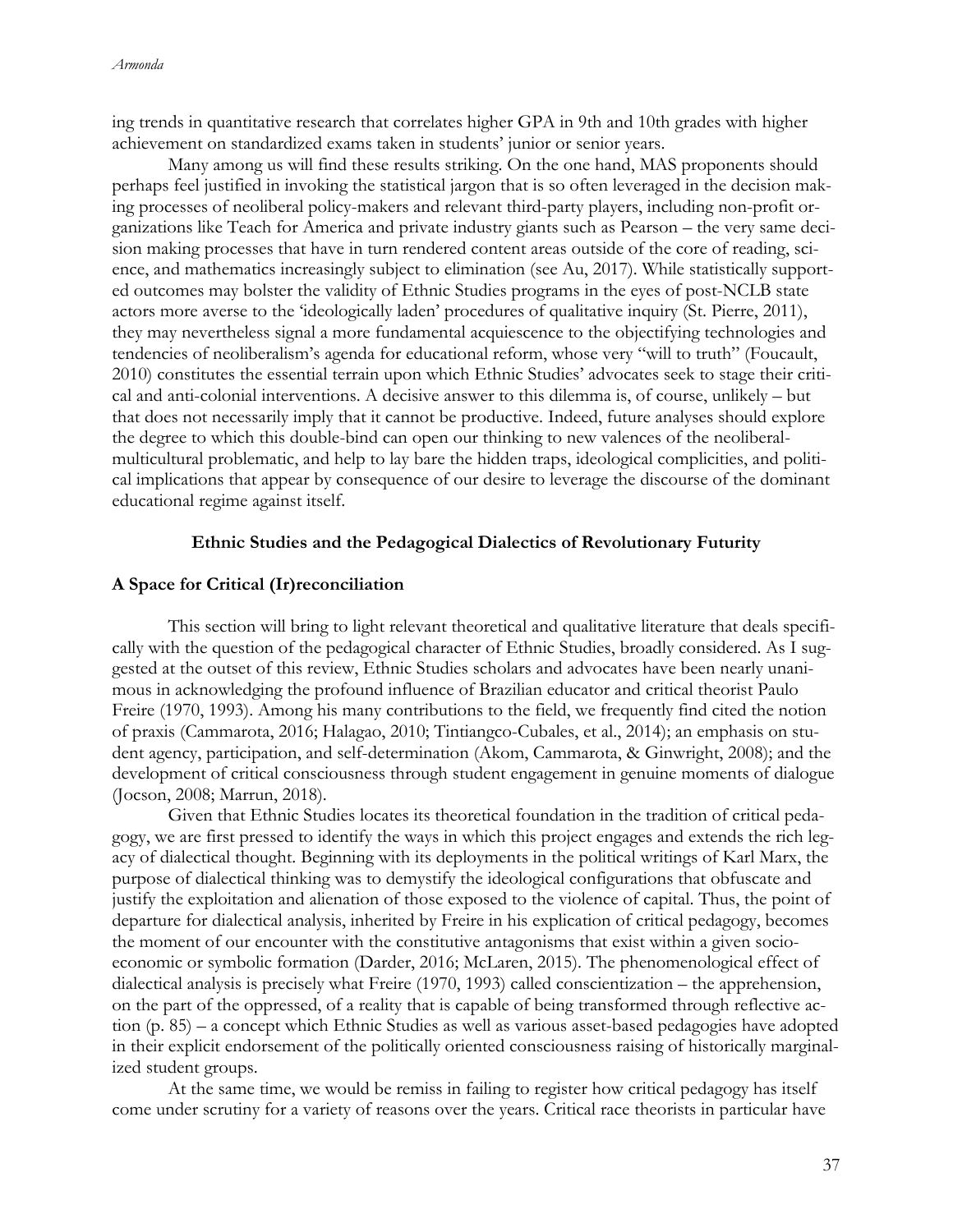ing trends in quantitative research that correlates higher GPA in 9th and 10th grades with higher achievement on standardized exams taken in students' junior or senior years.

Many among us will find these results striking. On the one hand, MAS proponents should perhaps feel justified in invoking the statistical jargon that is so often leveraged in the decision making processes of neoliberal policy-makers and relevant third-party players, including non-profit organizations like Teach for America and private industry giants such as Pearson – the very same decision making processes that have in turn rendered content areas outside of the core of reading, science, and mathematics increasingly subject to elimination (see Au, 2017). While statistically supported outcomes may bolster the validity of Ethnic Studies programs in the eyes of post-NCLB state actors more averse to the 'ideologically laden' procedures of qualitative inquiry (St. Pierre, 2011), they may nevertheless signal a more fundamental acquiescence to the objectifying technologies and tendencies of neoliberalism's agenda for educational reform, whose very "will to truth" (Foucault, 2010) constitutes the essential terrain upon which Ethnic Studies' advocates seek to stage their critical and anti-colonial interventions. A decisive answer to this dilemma is, of course, unlikely – but that does not necessarily imply that it cannot be productive. Indeed, future analyses should explore the degree to which this double-bind can open our thinking to new valences of the neoliberal-multicultural problematic, and help to lay bare the hidden traps, ideological complicities, and political implications that appear by consequence of our desire to leverage the discourse of the dominant educational regime against itself.

## Ethnic Studies and the Pedagogical Dialectics of Revolutionary Futurity

### A Space for Critical (Ir)reconciliation

This section will bring to light relevant theoretical and qualitative literature that deals specifically with the question of the pedagogical character of Ethnic Studies, broadly considered. As I suggested at the outset of this review, Ethnic Studies scholars and advocates have been nearly unanimous in acknowledging the profound influence of Brazilian educator and critical theorist Paulo Freire (1970, 1993). Among his many contributions to the field, we frequently find cited the notion of praxis (Cammarota, 2016; Halagao, 2010; Tintiangco-Cubales, et al., 2014); an emphasis on student agency, participation, and self-determination (Akom, Cammarota, & Ginwright, 2008); and the development of critical consciousness through student engagement in genuine moments of dialogue (Jocson, 2008; Marrun, 2018).

Given that Ethnic Studies locates its theoretical foundation in the tradition of critical pedagogy, we are first pressed to identify the ways in which this project engages and extends the rich legacy of dialectical thought. Beginning with its deployments in the political writings of Karl Marx, the purpose of dialectical thinking was to demystify the ideological configurations that obfuscate and justify the exploitation and alienation of those exposed to the violence of capital. Thus, the point of departure for dialectical analysis, inherited by Freire in his explication of critical pedagogy, becomes the moment of our encounter with the constitutive antagonisms that exist within a given socio-economic or symbolic formation (Darder, 2016; McLaren, 2015). The phenomenological effect of dialectical analysis is precisely what Freire (1970, 1993) called conscientization – the apprehension, on the part of the oppressed, of a reality that is capable of being transformed through reflective action (p. 85) – a concept which Ethnic Studies as well as various asset-based pedagogies have adopted in their explicit endorsement of the politically oriented consciousness raising of historically marginalized student groups.

At the same time, we would be remiss in failing to register how critical pedagogy has itself come under scrutiny for a variety of reasons over the years. Critical race theorists in particular have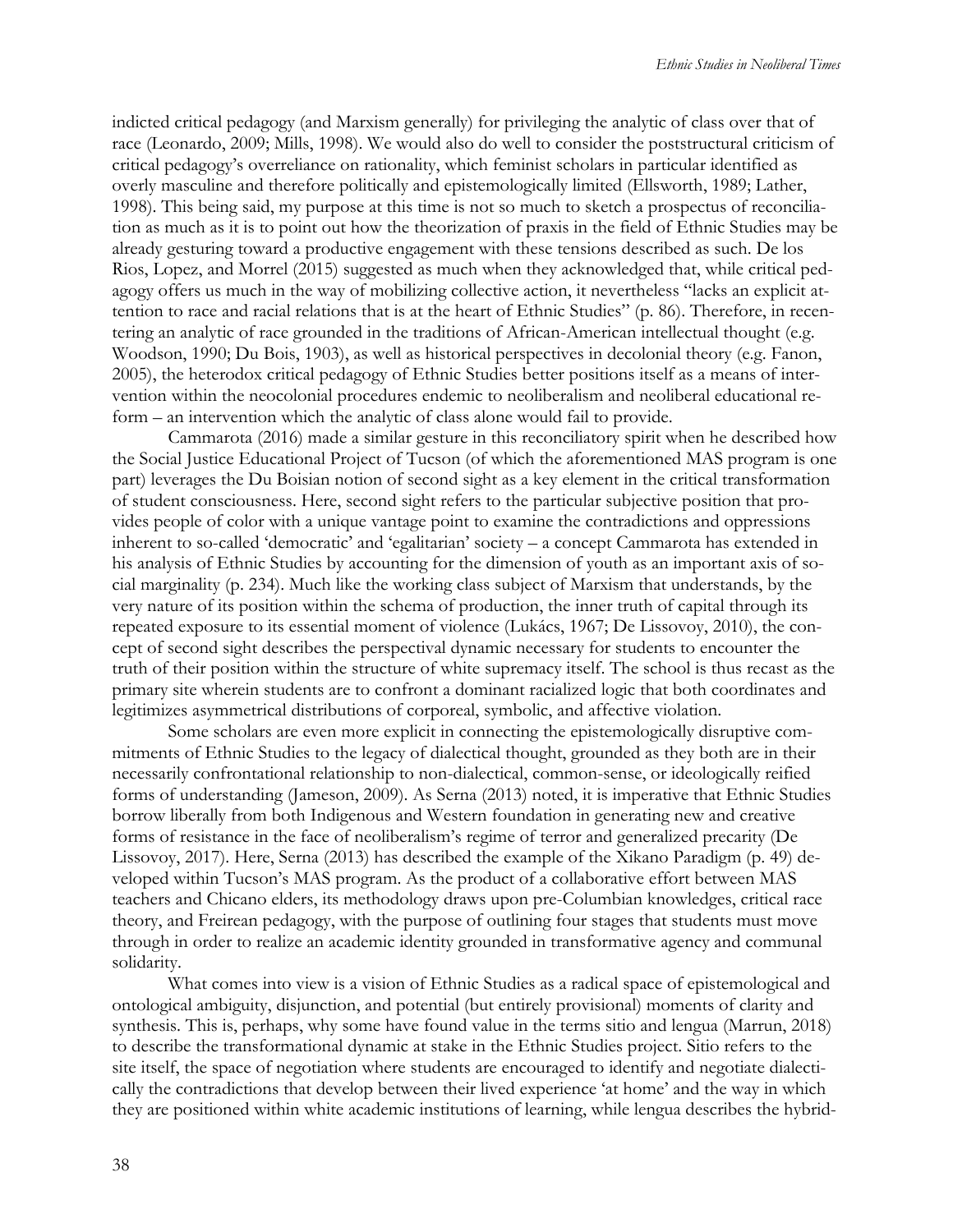indicted critical pedagogy (and Marxism generally) for privileging the analytic of class over that of race (Leonardo, 2009; Mills, 1998). We would also do well to consider the poststructural criticism of critical pedagogy's overreliance on rationality, which feminist scholars in particular identified as overly masculine and therefore politically and epistemologically limited (Ellsworth, 1989; Lather, 1998). This being said, my purpose at this time is not so much to sketch a prospectus of reconciliation as much as it is to point out how the theorization of praxis in the field of Ethnic Studies may be already gesturing toward a productive engagement with these tensions described as such. De los Rios, Lopez, and Morrel (2015) suggested as much when they acknowledged that, while critical pedagogy offers us much in the way of mobilizing collective action, it nevertheless "lacks an explicit attention to race and racial relations that is at the heart of Ethnic Studies" (p. 86). Therefore, in recentering an analytic of race grounded in the traditions of African-American intellectual thought (e.g. Woodson, 1990; Du Bois, 1903), as well as historical perspectives in decolonial theory (e.g. Fanon, 2005), the heterodox critical pedagogy of Ethnic Studies better positions itself as a means of intervention within the neocolonial procedures endemic to neoliberalism and neoliberal educational reform – an intervention which the analytic of class alone would fail to provide.

Cammarota (2016) made a similar gesture in this reconciliatory spirit when he described how the Social Justice Educational Project of Tucson (of which the aforementioned MAS program is one part) leverages the Du Boisian notion of second sight as a key element in the critical transformation of student consciousness. Here, second sight refers to the particular subjective position that provides people of color with a unique vantage point to examine the contradictions and oppressions inherent to so-called 'democratic' and 'egalitarian' society – a concept Cammarota has extended in his analysis of Ethnic Studies by accounting for the dimension of youth as an important axis of social marginality (p. 234). Much like the working class subject of Marxism that understands, by the very nature of its position within the schema of production, the inner truth of capital through its repeated exposure to its essential moment of violence (Lukács, 1967; De Lissovoy, 2010), the concept of second sight describes the perspectival dynamic necessary for students to encounter the truth of their position within the structure of white supremacy itself. The school is thus recast as the primary site wherein students are to confront a dominant racialized logic that both coordinates and legitimizes asymmetrical distributions of corporeal, symbolic, and affective violation.

Some scholars are even more explicit in connecting the epistemologically disruptive commitments of Ethnic Studies to the legacy of dialectical thought, grounded as they both are in their necessarily confrontational relationship to non-dialectical, common-sense, or ideologically reified forms of understanding (Jameson, 2009). As Serna (2013) noted, it is imperative that Ethnic Studies borrow liberally from both Indigenous and Western foundation in generating new and creative forms of resistance in the face of neoliberalism's regime of terror and generalized precarity (De Lissovoy, 2017). Here, Serna (2013) has described the example of the Xikano Paradigm (p. 49) developed within Tucson's MAS program. As the product of a collaborative effort between MAS teachers and Chicano elders, its methodology draws upon pre-Columbian knowledges, critical race theory, and Freirean pedagogy, with the purpose of outlining four stages that students must move through in order to realize an academic identity grounded in transformative agency and communal solidarity.

What comes into view is a vision of Ethnic Studies as a radical space of epistemological and ontological ambiguity, disjunction, and potential (but entirely provisional) moments of clarity and synthesis. This is, perhaps, why some have found value in the terms sitio and lengua (Marrun, 2018) to describe the transformational dynamic at stake in the Ethnic Studies project. Sitio refers to the site itself, the space of negotiation where students are encouraged to identify and negotiate dialectically the contradictions that develop between their lived experience 'at home' and the way in which they are positioned within white academic institutions of learning, while lengua describes the hybrid-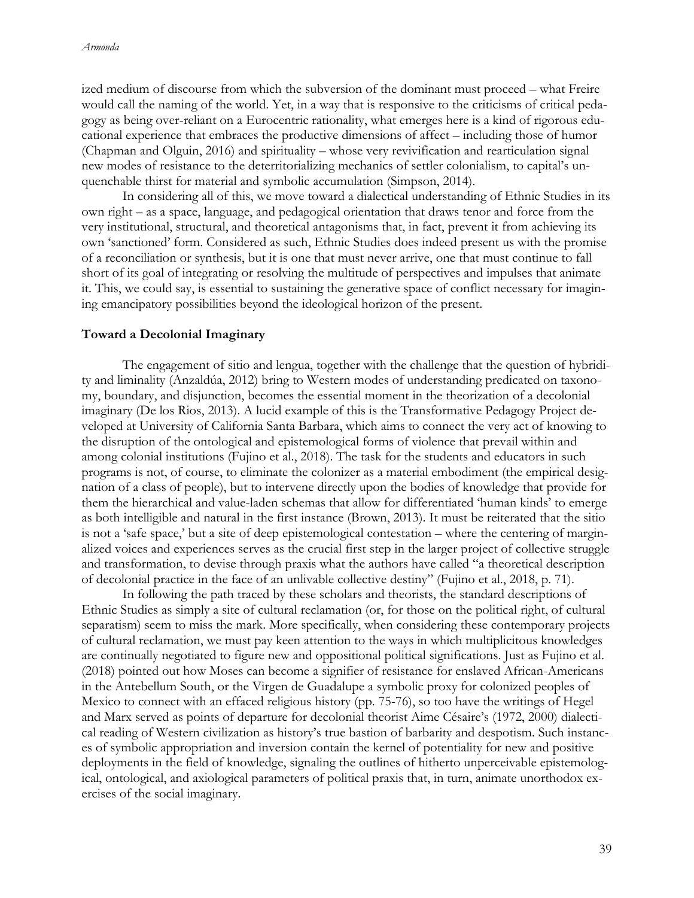ized medium of discourse from which the subversion of the dominant must proceed – what Freire would call the naming of the world. Yet, in a way that is responsive to the criticisms of critical pedagogy as being over-reliant on a Eurocentric rationality, what emerges here is a kind of rigorous educational experience that embraces the productive dimensions of affect – including those of humor (Chapman and Olguin, 2016) and spirituality – whose very revivification and rearticulation signal new modes of resistance to the deterritorializing mechanics of settler colonialism, to capital's unquenchable thirst for material and symbolic accumulation (Simpson, 2014).

In considering all of this, we move toward a dialectical understanding of Ethnic Studies in its own right – as a space, language, and pedagogical orientation that draws tenor and force from the very institutional, structural, and theoretical antagonisms that, in fact, prevent it from achieving its own 'sanctioned' form. Considered as such, Ethnic Studies does indeed present us with the promise of a reconciliation or synthesis, but it is one that must never arrive, one that must continue to fall short of its goal of integrating or resolving the multitude of perspectives and impulses that animate it. This, we could say, is essential to sustaining the generative space of conflict necessary for imagining emancipatory possibilities beyond the ideological horizon of the present.

**Toward a Decolonial Imaginary**

The engagement of sitio and lengua, together with the challenge that the question of hybridity and liminality (Anzaldúa, 2012) bring to Western modes of understanding predicated on taxonomy, boundary, and disjunction, becomes the essential moment in the theorization of a decolonial imaginary (De los Rios, 2013). A lucid example of this is the Transformative Pedagogy Project developed at University of California Santa Barbara, which aims to connect the very act of knowing to the disruption of the ontological and epistemological forms of violence that prevail within and among colonial institutions (Fujino et al., 2018). The task for the students and educators in such programs is not, of course, to eliminate the colonizer as a material embodiment (the empirical designation of a class of people), but to intervene directly upon the bodies of knowledge that provide for them the hierarchical and value-laden schemas that allow for differentiated 'human kinds' to emerge as both intelligible and natural in the first instance (Brown, 2013). It must be reiterated that the sitio is not a 'safe space,' but a site of deep epistemological contestation – where the centering of marginalized voices and experiences serves as the crucial first step in the larger project of collective struggle and transformation, to devise through praxis what the authors have called "a theoretical description of decolonial practice in the face of an unlivable collective destiny" (Fujino et al., 2018, p. 71).

In following the path traced by these scholars and theorists, the standard descriptions of Ethnic Studies as simply a site of cultural reclamation (or, for those on the political right, of cultural separatism) seem to miss the mark. More specifically, when considering these contemporary projects of cultural reclamation, we must pay keen attention to the ways in which multiplicitous knowledges are continually negotiated to figure new and oppositional political significations. Just as Fujino et al. (2018) pointed out how Moses can become a signifier of resistance for enslaved African-Americans in the Antebellum South, or the Virgen de Guadalupe a symbolic proxy for colonized peoples of Mexico to connect with an effaced religious history (pp. 75-76), so too have the writings of Hegel and Marx served as points of departure for decolonial theorist Aime Césaire's (1972, 2000) dialectical reading of Western civilization as history's true bastion of barbarity and despotism. Such instances of symbolic appropriation and inversion contain the kernel of potentiality for new and positive deployments in the field of knowledge, signaling the outlines of hitherto unperceivable epistemological, ontological, and axiological parameters of political praxis that, in turn, animate unorthodox exercises of the social imaginary.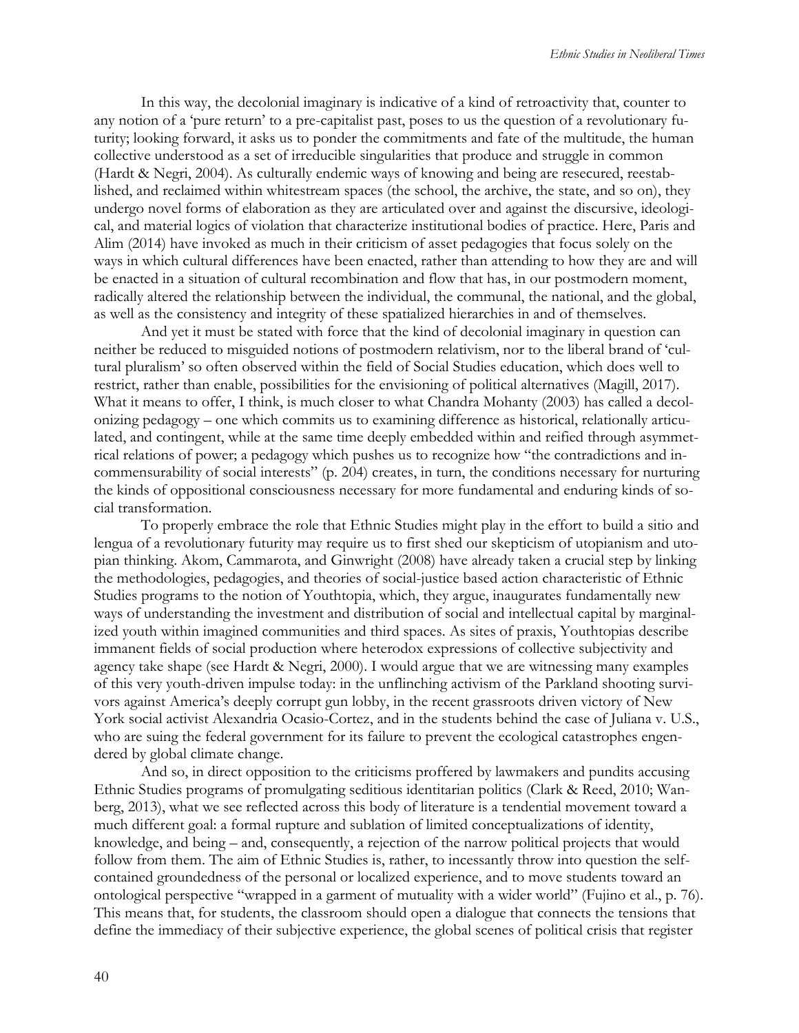In this way, the decolonial imaginary is indicative of a kind of retroactivity that, counter to any notion of a 'pure return' to a pre-capitalist past, poses to us the question of a revolutionary futurity; looking forward, it asks us to ponder the commitments and fate of the multitude, the human collective understood as a set of irreducible singularities that produce and struggle in common (Hardt & Negri, 2004). As culturally endemic ways of knowing and being are resecured, reestablished, and reclaimed within whitestream spaces (the school, the archive, the state, and so on), they undergo novel forms of elaboration as they are articulated over and against the discursive, ideological, and material logics of violation that characterize institutional bodies of practice. Here, Paris and Alim (2014) have invoked as much in their criticism of asset pedagogies that focus solely on the ways in which cultural differences have been enacted, rather than attending to how they are and will be enacted in a situation of cultural recombination and flow that has, in our postmodern moment, radically altered the relationship between the individual, the communal, the national, and the global, as well as the consistency and integrity of these spatialized hierarchies in and of themselves.

And yet it must be stated with force that the kind of decolonial imaginary in question can neither be reduced to misguided notions of postmodern relativism, nor to the liberal brand of 'cultural pluralism' so often observed within the field of Social Studies education, which does well to restrict, rather than enable, possibilities for the envisioning of political alternatives (Magill, 2017). What it means to offer, I think, is much closer to what Chandra Mohanty (2003) has called a decolonizing pedagogy – one which commits us to examining difference as historical, relationally articulated, and contingent, while at the same time deeply embedded within and reified through asymmetrical relations of power; a pedagogy which pushes us to recognize how "the contradictions and incommensurability of social interests" (p. 204) creates, in turn, the conditions necessary for nurturing the kinds of oppositional consciousness necessary for more fundamental and enduring kinds of social transformation.

To properly embrace the role that Ethnic Studies might play in the effort to build a sitio and lengua of a revolutionary futurity may require us to first shed our skepticism of utopianism and utopian thinking. Akom, Cammarota, and Ginwright (2008) have already taken a crucial step by linking the methodologies, pedagogies, and theories of social-justice based action characteristic of Ethnic Studies programs to the notion of Youthtopia, which, they argue, inaugurates fundamentally new ways of understanding the investment and distribution of social and intellectual capital by marginalized youth within imagined communities and third spaces. As sites of praxis, Youthtopias describe immanent fields of social production where heterodox expressions of collective subjectivity and agency take shape (see Hardt & Negri, 2000). I would argue that we are witnessing many examples of this very youth-driven impulse today: in the unflinching activism of the Parkland shooting survivors against America's deeply corrupt gun lobby, in the recent grassroots driven victory of New York social activist Alexandria Ocasio-Cortez, and in the students behind the case of Juliana v. U.S., who are suing the federal government for its failure to prevent the ecological catastrophes engendered by global climate change.

And so, in direct opposition to the criticisms proffered by lawmakers and pundits accusing Ethnic Studies programs of promulgating seditious identitarian politics (Clark & Reed, 2010; Wanberg, 2013), what we see reflected across this body of literature is a tendential movement toward a much different goal: a formal rupture and sublation of limited conceptualizations of identity, knowledge, and being – and, consequently, a rejection of the narrow political projects that would follow from them. The aim of Ethnic Studies is, rather, to incessantly throw into question the self-contained groundedness of the personal or localized experience, and to move students toward an ontological perspective "wrapped in a garment of mutuality with a wider world" (Fujino et al., p. 76). This means that, for students, the classroom should open a dialogue that connects the tensions that define the immediacy of their subjective experience, the global scenes of political crisis that register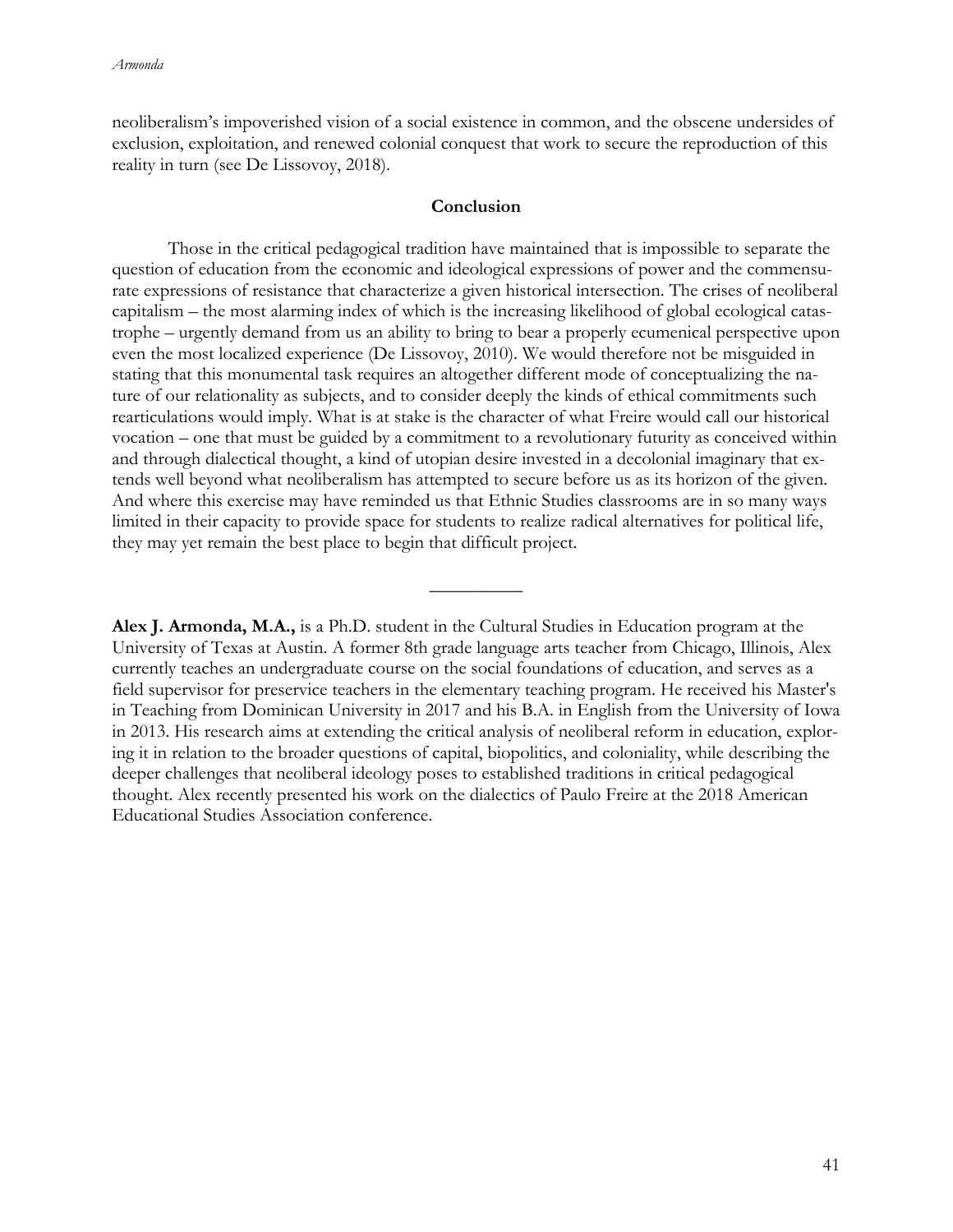neoliberalism's impoverished vision of a social existence in common, and the obscene undersides of exclusion, exploitation, and renewed colonial conquest that work to secure the reproduction of this reality in turn (see De Lissovoy, 2018).

## Conclusion

Those in the critical pedagogical tradition have maintained that is impossible to separate the question of education from the economic and ideological expressions of power and the commensurate expressions of resistance that characterize a given historical intersection. The crises of neoliberal capitalism – the most alarming index of which is the increasing likelihood of global ecological catastrophe – urgently demand from us an ability to bring to bear a properly ecumenical perspective upon even the most localized experience (De Lissovoy, 2010). We would therefore not be misguided in stating that this monumental task requires an altogether different mode of conceptualizing the nature of our relationality as subjects, and to consider deeply the kinds of ethical commitments such rearticulations would imply. What is at stake is the character of what Freire would call our historical vocation – one that must be guided by a commitment to a revolutionary futurity as conceived within and through dialectical thought, a kind of utopian desire invested in a decolonial imaginary that extends well beyond what neoliberalism has attempted to secure before us as its horizon of the given. And where this exercise may have reminded us that Ethnic Studies classrooms are in so many ways limited in their capacity to provide space for students to realize radical alternatives for political life, they may yet remain the best place to begin that difficult project.

---

**Alex J. Armonda, M.A.,** is a Ph.D. student in the Cultural Studies in Education program at the University of Texas at Austin. A former 8th grade language arts teacher from Chicago, Illinois, Alex currently teaches an undergraduate course on the social foundations of education, and serves as a field supervisor for preservice teachers in the elementary teaching program. He received his Master's in Teaching from Dominican University in 2017 and his B.A. in English from the University of Iowa in 2013. His research aims at extending the critical analysis of neoliberal reform in education, exploring it in relation to the broader questions of capital, biopolitics, and coloniality, while describing the deeper challenges that neoliberal ideology poses to established traditions in critical pedagogical thought. Alex recently presented his work on the dialectics of Paulo Freire at the 2018 American Educational Studies Association conference.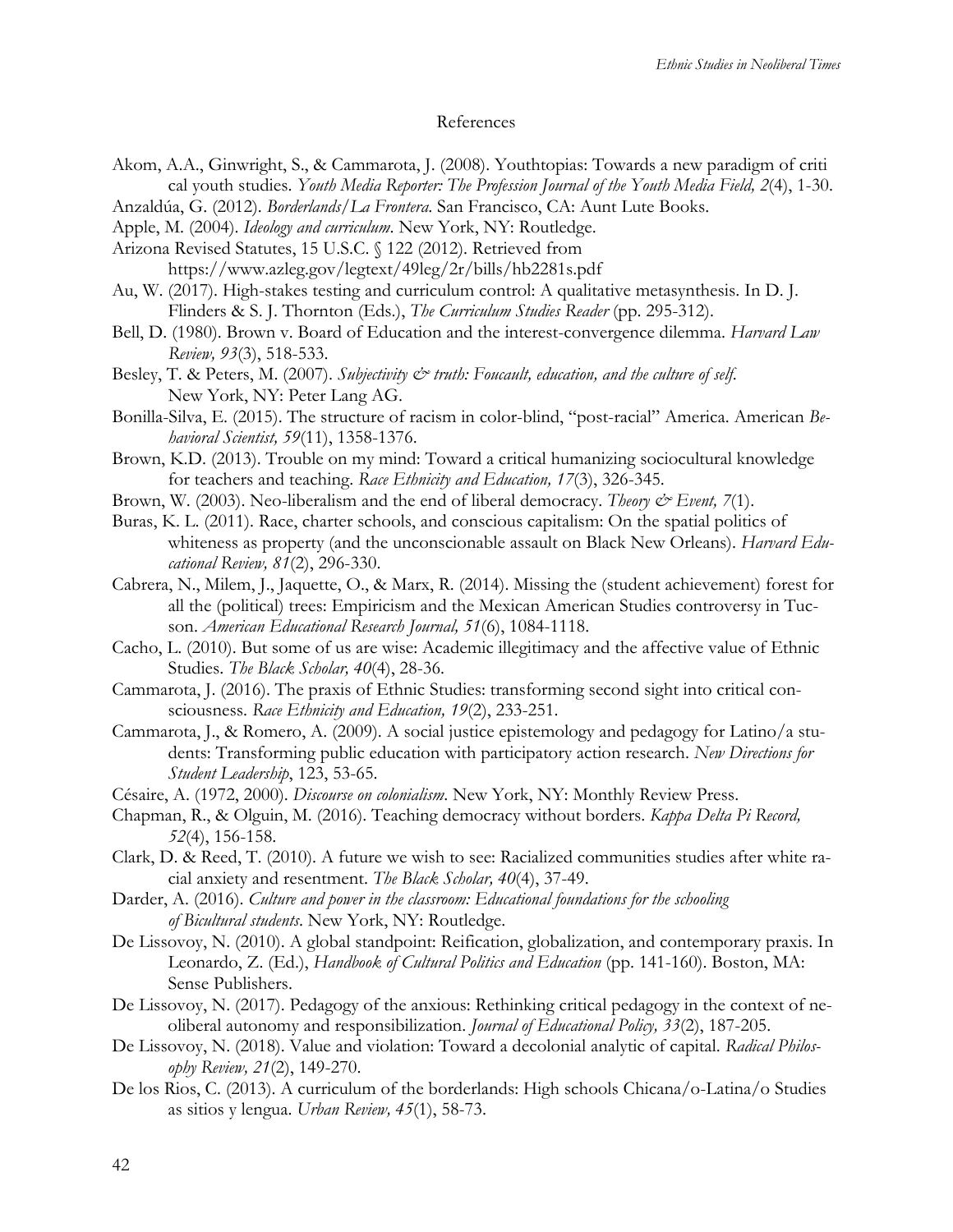## References

Akom, A.A., Ginwright, S., & Cammarota, J. (2008). Youthtopias: Towards a new paradigm of critical youth studies. *Youth Media Reporter: The Profession Journal of the Youth Media Field, 2*(4), 1-30.

Anzaldúa, G. (2012). *Borderlands/La Frontera*. San Francisco, CA: Aunt Lute Books.

Apple, M. (2004). *Ideology and curriculum*. New York, NY: Routledge.

Arizona Revised Statutes, 15 U.S.C. § 122 (2012). Retrieved from https://www.azleg.gov/legtext/49leg/2r/bills/hb2281s.pdf

Au, W. (2017). High-stakes testing and curriculum control: A qualitative metasynthesis. In D. J. Flinders & S. J. Thornton (Eds.), *The Curriculum Studies Reader* (pp. 295-312).

Bell, D. (1980). Brown v. Board of Education and the interest-convergence dilemma. *Harvard Law Review, 93*(3), 518-533.

Besley, T. & Peters, M. (2007). *Subjectivity & truth: Foucault, education, and the culture of self.* New York, NY: Peter Lang AG.

Bonilla-Silva, E. (2015). The structure of racism in color-blind, "post-racial" America. American *Behavioral Scientist, 59*(11), 1358-1376.

Brown, K.D. (2013). Trouble on my mind: Toward a critical humanizing sociocultural knowledge for teachers and teaching. *Race Ethnicity and Education, 17*(3), 326-345.

Brown, W. (2003). Neo-liberalism and the end of liberal democracy. *Theory & Event, 7*(1).

Buras, K. L. (2011). Race, charter schools, and conscious capitalism: On the spatial politics of whiteness as property (and the unconscionable assault on Black New Orleans). *Harvard Educational Review, 81*(2), 296-330.

Cabrera, N., Milem, J., Jaquette, O., & Marx, R. (2014). Missing the (student achievement) forest for all the (political) trees: Empiricism and the Mexican American Studies controversy in Tucson. *American Educational Research Journal, 51*(6), 1084-1118.

Cacho, L. (2010). But some of us are wise: Academic illegitimacy and the affective value of Ethnic Studies. *The Black Scholar, 40*(4), 28-36.

Cammarota, J. (2016). The praxis of Ethnic Studies: transforming second sight into critical consciousness. *Race Ethnicity and Education, 19*(2), 233-251.

Cammarota, J., & Romero, A. (2009). A social justice epistemology and pedagogy for Latino/a students: Transforming public education with participatory action research. *New Directions for Student Leadership*, 123, 53-65.

Césaire, A. (1972, 2000). *Discourse on colonialism*. New York, NY: Monthly Review Press.

Chapman, R., & Olguin, M. (2016). Teaching democracy without borders. *Kappa Delta Pi Record, 52*(4), 156-158.

Clark, D. & Reed, T. (2010). A future we wish to see: Racialized communities studies after white racial anxiety and resentment. *The Black Scholar, 40*(4), 37-49.

Darder, A. (2016). *Culture and power in the classroom: Educational foundations for the schooling of Bicultural students*. New York, NY: Routledge.

De Lissovoy, N. (2010). A global standpoint: Reification, globalization, and contemporary praxis. In Leonardo, Z. (Ed.), *Handbook of Cultural Politics and Education* (pp. 141-160). Boston, MA: Sense Publishers.

De Lissovoy, N. (2017). Pedagogy of the anxious: Rethinking critical pedagogy in the context of neoliberal autonomy and responsibilization. *Journal of Educational Policy, 33*(2), 187-205.

De Lissovoy, N. (2018). Value and violation: Toward a decolonial analytic of capital. *Radical Philosophy Review, 21*(2), 149-270.

De los Rios, C. (2013). A curriculum of the borderlands: High schools Chicana/o-Latina/o Studies as sitios y lengua. *Urban Review, 45*(1), 58-73.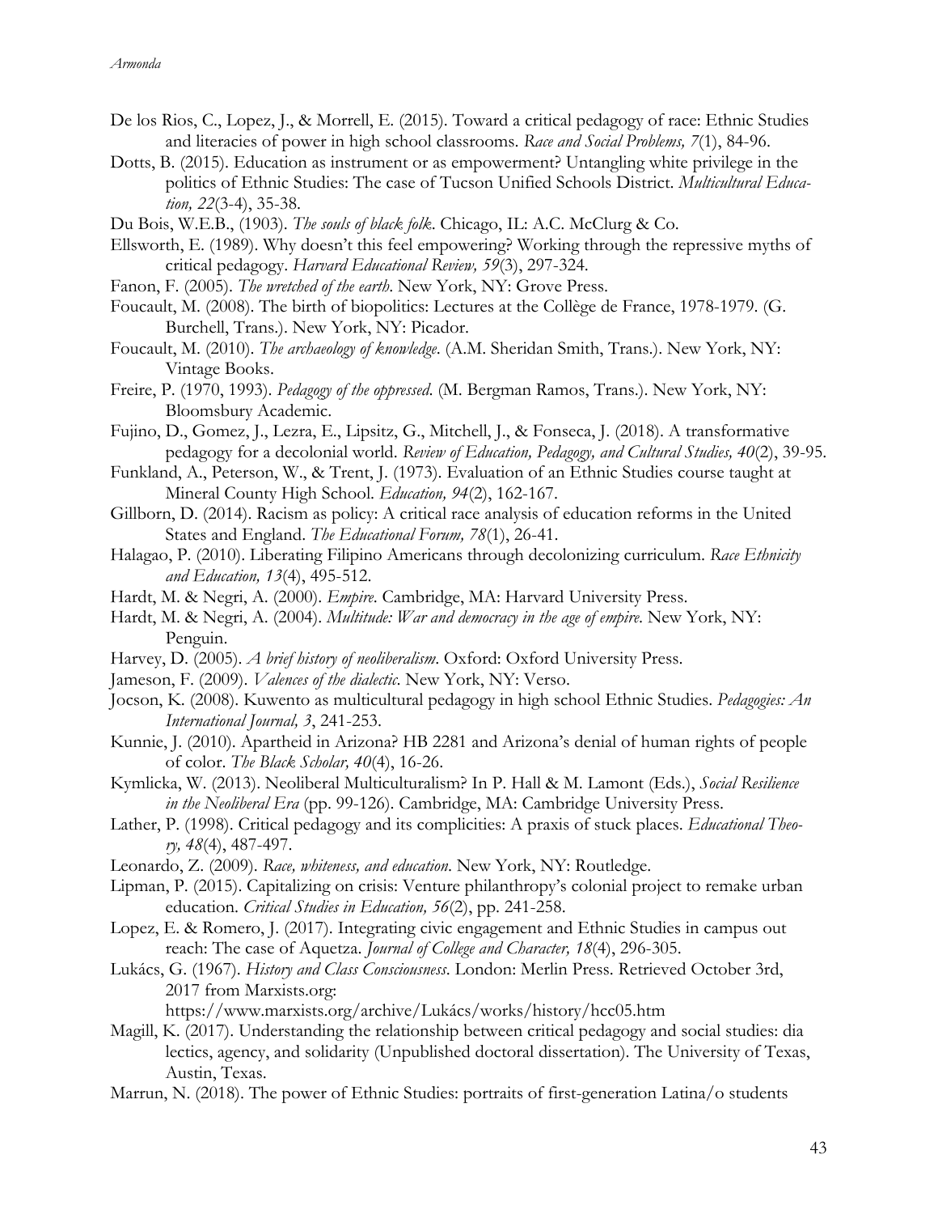De los Rios, C., Lopez, J., & Morrell, E. (2015). Toward a critical pedagogy of race: Ethnic Studies and literacies of power in high school classrooms. *Race and Social Problems, 7*(1), 84-96.

Dotts, B. (2015). Education as instrument or as empowerment? Untangling white privilege in the politics of Ethnic Studies: The case of Tucson Unified Schools District. *Multicultural Education, 22*(3-4), 35-38.

Du Bois, W.E.B., (1903). *The souls of black folk*. Chicago, IL: A.C. McClurg & Co.

Ellsworth, E. (1989). Why doesn't this feel empowering? Working through the repressive myths of critical pedagogy. *Harvard Educational Review, 59*(3), 297-324.

Fanon, F. (2005). *The wretched of the earth*. New York, NY: Grove Press.

Foucault, M. (2008). The birth of biopolitics: Lectures at the Collège de France, 1978-1979. (G. Burchell, Trans.). New York, NY: Picador.

Foucault, M. (2010). *The archaeology of knowledge*. (A.M. Sheridan Smith, Trans.). New York, NY: Vintage Books.

Freire, P. (1970, 1993). *Pedagogy of the oppressed*. (M. Bergman Ramos, Trans.). New York, NY: Bloomsbury Academic.

Fujino, D., Gomez, J., Lezra, E., Lipsitz, G., Mitchell, J., & Fonseca, J. (2018). A transformative pedagogy for a decolonial world. *Review of Education, Pedagogy, and Cultural Studies, 40*(2), 39-95.

Funkland, A., Peterson, W., & Trent, J. (1973). Evaluation of an Ethnic Studies course taught at Mineral County High School. *Education, 94*(2), 162-167.

Gillborn, D. (2014). Racism as policy: A critical race analysis of education reforms in the United States and England. *The Educational Forum, 78*(1), 26-41.

Halagao, P. (2010). Liberating Filipino Americans through decolonizing curriculum. *Race Ethnicity and Education, 13*(4), 495-512.

Hardt, M. & Negri, A. (2000). *Empire*. Cambridge, MA: Harvard University Press.

Hardt, M. & Negri, A. (2004). *Multitude: War and democracy in the age of empire*. New York, NY: Penguin.

Harvey, D. (2005). *A brief history of neoliberalism*. Oxford: Oxford University Press.

Jameson, F. (2009). *Valences of the dialectic*. New York, NY: Verso.

Jocson, K. (2008). Kuwento as multicultural pedagogy in high school Ethnic Studies. *Pedagogies: An International Journal, 3*, 241-253.

Kunnie, J. (2010). Apartheid in Arizona? HB 2281 and Arizona's denial of human rights of people of color. *The Black Scholar, 40*(4), 16-26.

Kymlicka, W. (2013). Neoliberal Multiculturalism? In P. Hall & M. Lamont (Eds.), *Social Resilience in the Neoliberal Era* (pp. 99-126). Cambridge, MA: Cambridge University Press.

Lather, P. (1998). Critical pedagogy and its complicities: A praxis of stuck places. *Educational Theory, 48*(4), 487-497.

Leonardo, Z. (2009). *Race, whiteness, and education*. New York, NY: Routledge.

Lipman, P. (2015). Capitalizing on crisis: Venture philanthropy's colonial project to remake urban education. *Critical Studies in Education, 56*(2), pp. 241-258.

Lopez, E. & Romero, J. (2017). Integrating civic engagement and Ethnic Studies in campus out reach: The case of Aquetza. *Journal of College and Character, 18*(4), 296-305.

Lukács, G. (1967). *History and Class Consciousness*. London: Merlin Press. Retrieved October 3rd, 2017 from Marxists.org: https://www.marxists.org/archive/Lukács/works/history/hcc05.htm

Magill, K. (2017). Understanding the relationship between critical pedagogy and social studies: dia lectics, agency, and solidarity (Unpublished doctoral dissertation). The University of Texas, Austin, Texas.

Marrun, N. (2018). The power of Ethnic Studies: portraits of first-generation Latina/o students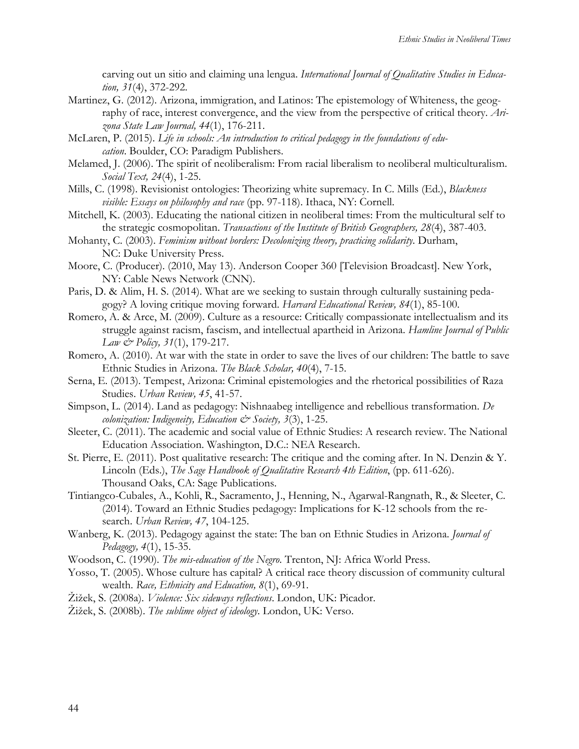carving out un sitio and claiming una lengua. *International Journal of Qualitative Studies in Education, 31*(4), 372-292.

Martinez, G. (2012). Arizona, immigration, and Latinos: The epistemology of Whiteness, the geography of race, interest convergence, and the view from the perspective of critical theory. *Arizona State Law Journal, 44*(1), 176-211.

McLaren, P. (2015). *Life in schools: An introduction to critical pedagogy in the foundations of education*. Boulder, CO: Paradigm Publishers.

Melamed, J. (2006). The spirit of neoliberalism: From racial liberalism to neoliberal multiculturalism. *Social Text, 24*(4), 1-25.

Mills, C. (1998). Revisionist ontologies: Theorizing white supremacy. In C. Mills (Ed.), *Blackness visible: Essays on philosophy and race* (pp. 97-118). Ithaca, NY: Cornell.

Mitchell, K. (2003). Educating the national citizen in neoliberal times: From the multicultural self to the strategic cosmopolitan. *Transactions of the Institute of British Geographers, 28*(4), 387-403.

Mohanty, C. (2003). *Feminism without borders: Decolonizing theory, practicing solidarity*. Durham, NC: Duke University Press.

Moore, C. (Producer). (2010, May 13). Anderson Cooper 360 [Television Broadcast]. New York, NY: Cable News Network (CNN).

Paris, D. & Alim, H. S. (2014). What are we seeking to sustain through culturally sustaining pedagogy? A loving critique moving forward. *Harvard Educational Review, 84*(1), 85-100.

Romero, A. & Arce, M. (2009). Culture as a resource: Critically compassionate intellectualism and its struggle against racism, fascism, and intellectual apartheid in Arizona. *Hamline Journal of Public Law & Policy, 31*(1), 179-217.

Romero, A. (2010). At war with the state in order to save the lives of our children: The battle to save Ethnic Studies in Arizona. *The Black Scholar, 40*(4), 7-15.

Serna, E. (2013). Tempest, Arizona: Criminal epistemologies and the rhetorical possibilities of Raza Studies. *Urban Review, 45*, 41-57.

Simpson, L. (2014). Land as pedagogy: Nishnaabeg intelligence and rebellious transformation. *Decolonization: Indigeneity, Education & Society, 3*(3), 1-25.

Sleeter, C. (2011). The academic and social value of Ethnic Studies: A research review. The National Education Association. Washington, D.C.: NEA Research.

St. Pierre, E. (2011). Post qualitative research: The critique and the coming after. In N. Denzin & Y. Lincoln (Eds.), *The Sage Handbook of Qualitative Research 4th Edition*, (pp. 611-626). Thousand Oaks, CA: Sage Publications.

Tintiangco-Cubales, A., Kohli, R., Sacramento, J., Henning, N., Agarwal-Rangnath, R., & Sleeter, C. (2014). Toward an Ethnic Studies pedagogy: Implications for K-12 schools from the research. *Urban Review, 47*, 104-125.

Wanberg, K. (2013). Pedagogy against the state: The ban on Ethnic Studies in Arizona. *Journal of Pedagogy, 4*(1), 15-35.

Woodson, C. (1990). *The mis-education of the Negro*. Trenton, NJ: Africa World Press.

Yosso, T. (2005). Whose culture has capital? A critical race theory discussion of community cultural wealth. *Race, Ethnicity and Education, 8*(1), 69-91.

Žižek, S. (2008a). *Violence: Six sideways reflections*. London, UK: Picador.

Žižek, S. (2008b). *The sublime object of ideology*. London, UK: Verso.